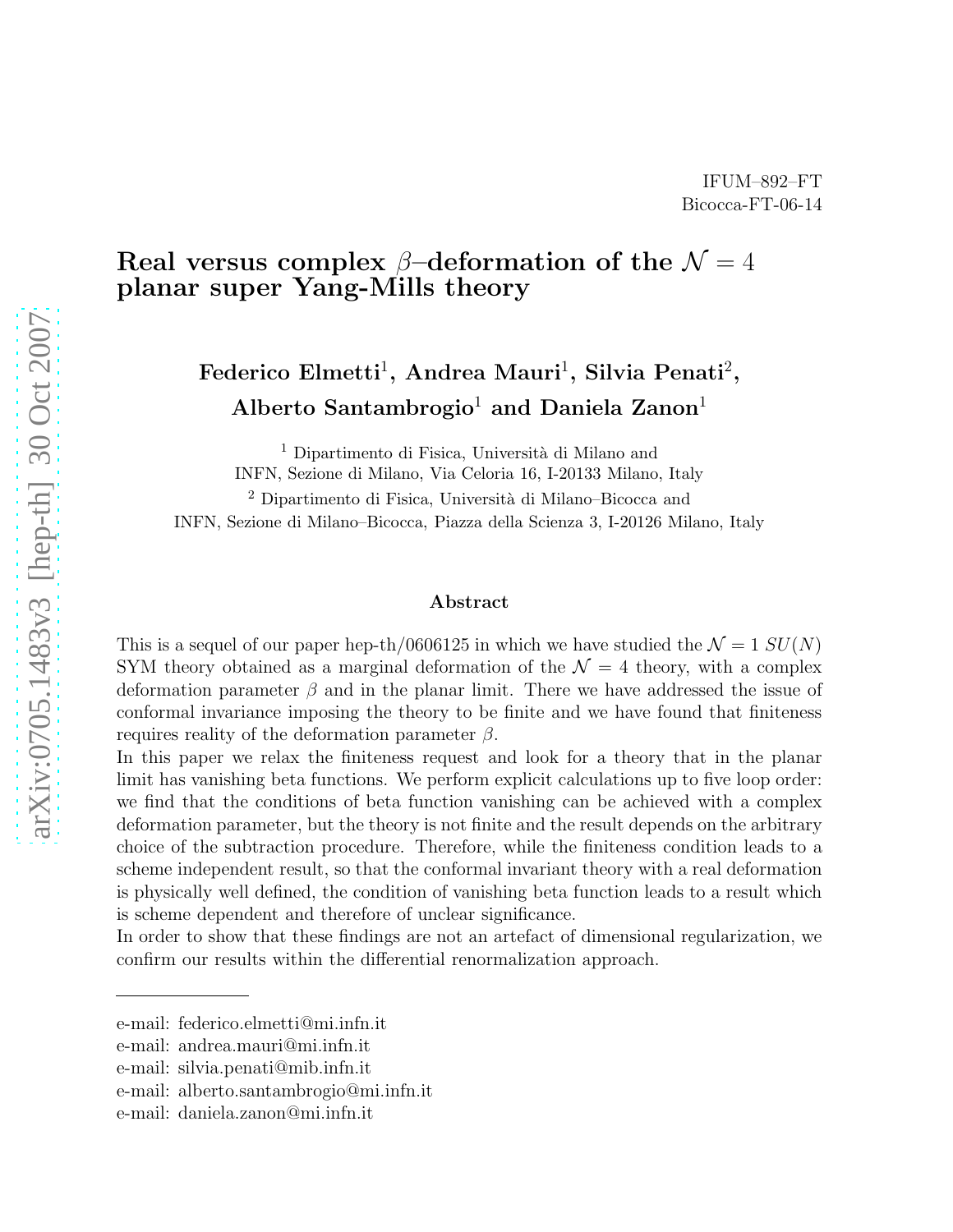IFUM–892–FT
Bicocca-FT-06-14

# Real versus complex $\beta$–deformation of the $\mathcal{N} = 4$ planar super Yang-Mills theory

**Federico Elmetti**[1], **Andrea Mauri**[1], **Silvia Penati**[2], **Alberto Santambrogio**[1] **and Daniela Zanon**[1]

[1] Dipartimento di Fisica, Università di Milano and INFN, Sezione di Milano, Via Celoria 16, I-20133 Milano, Italy

[2] Dipartimento di Fisica, Università di Milano–Bicocca and INFN, Sezione di Milano–Bicocca, Piazza della Scienza 3, I-20126 Milano, Italy

## Abstract

This is a sequel of our paper hep-th/0606125 in which we have studied the $\mathcal{N} = 1$ $SU(N)$ SYM theory obtained as a marginal deformation of the $\mathcal{N} = 4$ theory, with a complex deformation parameter $\beta$ and in the planar limit. There we have addressed the issue of conformal invariance imposing the theory to be finite and we have found that finiteness requires reality of the deformation parameter $\beta$.

In this paper we relax the finiteness request and look for a theory that in the planar limit has vanishing beta functions. We perform explicit calculations up to five loop order: we find that the conditions of beta function vanishing can be achieved with a complex deformation parameter, but the theory is not finite and the result depends on the arbitrary choice of the subtraction procedure. Therefore, while the finiteness condition leads to a scheme independent result, so that the conformal invariant theory with a real deformation is physically well defined, the condition of vanishing beta function leads to a result which is scheme dependent and therefore of unclear significance.

In order to show that these findings are not an artefact of dimensional regularization, we confirm our results within the differential renormalization approach.

---

e-mail: federico.elmetti@mi.infn.it
e-mail: andrea.mauri@mi.infn.it
e-mail: silvia.penati@mib.infn.it
e-mail: alberto.santambrogio@mi.infn.it
e-mail: daniela.zanon@mi.infn.it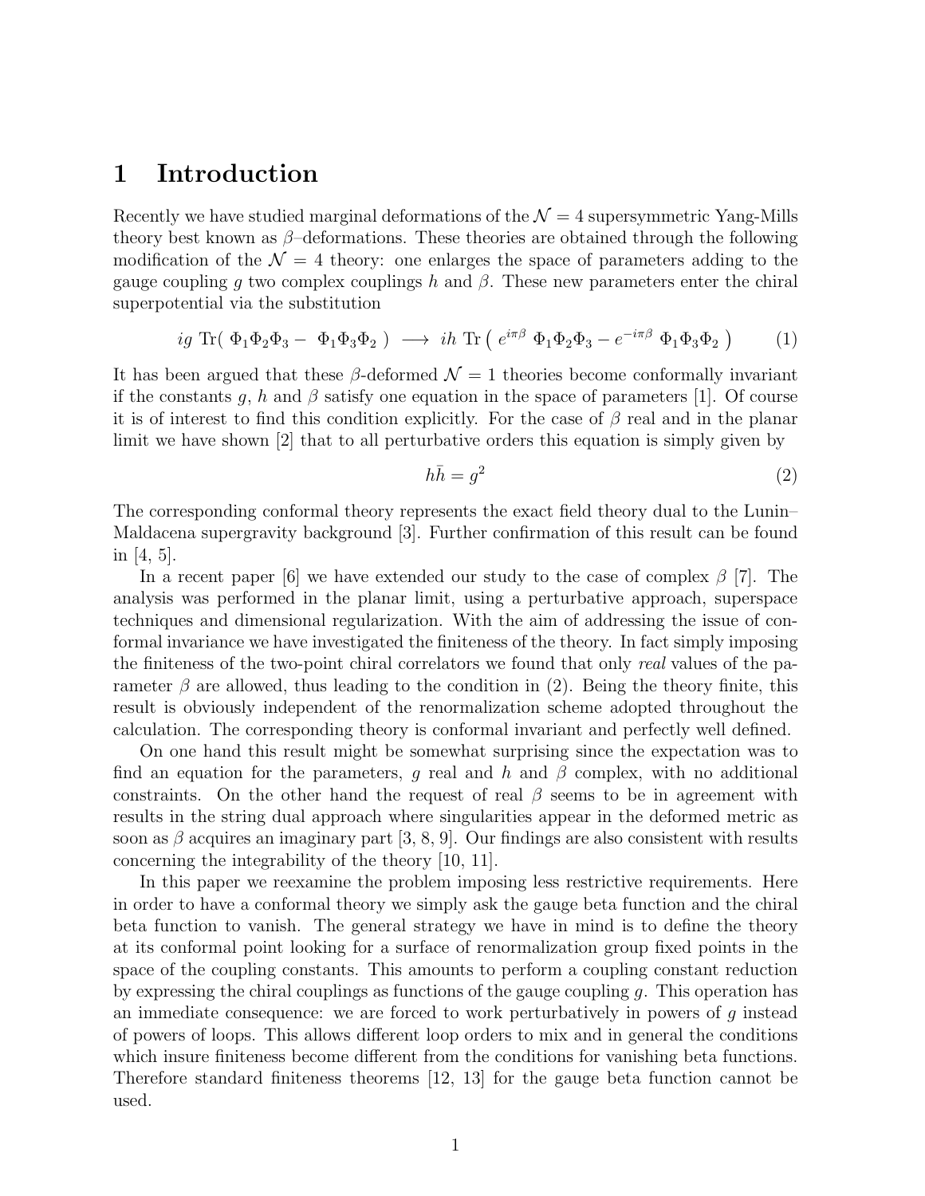# 1 Introduction

Recently we have studied marginal deformations of the $\mathcal{N}=4$ supersymmetric Yang-Mills theory best known as $\beta$–deformations. These theories are obtained through the following modification of the $\mathcal{N}=4$ theory: one enlarges the space of parameters adding to the gauge coupling $g$ two complex couplings $h$ and $\beta$. These new parameters enter the chiral superpotential via the substitution

$$ig \ \mathrm{Tr}( \ \Phi_1\Phi_2\Phi_3 - \ \Phi_1\Phi_3\Phi_2 \ ) \ \longrightarrow \ ih \ \mathrm{Tr}\left( \ e^{i\pi\beta} \ \Phi_1\Phi_2\Phi_3 - e^{-i\pi\beta} \ \Phi_1\Phi_3\Phi_2 \ \right) \tag{1}$$

It has been argued that these $\beta$-deformed $\mathcal{N}=1$ theories become conformally invariant if the constants $g$, $h$ and $\beta$ satisfy one equation in the space of parameters [1]. Of course it is of interest to find this condition explicitly. For the case of $\beta$ real and in the planar limit we have shown [2] that to all perturbative orders this equation is simply given by

$$h\bar{h} = g^2 \tag{2}$$

The corresponding conformal theory represents the exact field theory dual to the Lunin–Maldacena supergravity background [3]. Further confirmation of this result can be found in [4, 5].

In a recent paper [6] we have extended our study to the case of complex $\beta$ [7]. The analysis was performed in the planar limit, using a perturbative approach, superspace techniques and dimensional regularization. With the aim of addressing the issue of conformal invariance we have investigated the finiteness of the theory. In fact simply imposing the finiteness of the two-point chiral correlators we found that only *real* values of the parameter $\beta$ are allowed, thus leading to the condition in (2). Being the theory finite, this result is obviously independent of the renormalization scheme adopted throughout the calculation. The corresponding theory is conformal invariant and perfectly well defined.

On one hand this result might be somewhat surprising since the expectation was to find an equation for the parameters, $g$ real and $h$ and $\beta$ complex, with no additional constraints. On the other hand the request of real $\beta$ seems to be in agreement with results in the string dual approach where singularities appear in the deformed metric as soon as $\beta$ acquires an imaginary part [3, 8, 9]. Our findings are also consistent with results concerning the integrability of the theory [10, 11].

In this paper we reexamine the problem imposing less restrictive requirements. Here in order to have a conformal theory we simply ask the gauge beta function and the chiral beta function to vanish. The general strategy we have in mind is to define the theory at its conformal point looking for a surface of renormalization group fixed points in the space of the coupling constants. This amounts to perform a coupling constant reduction by expressing the chiral couplings as functions of the gauge coupling $g$. This operation has an immediate consequence: we are forced to work perturbatively in powers of $g$ instead of powers of loops. This allows different loop orders to mix and in general the conditions which insure finiteness become different from the conditions for vanishing beta functions. Therefore standard finiteness theorems [12, 13] for the gauge beta function cannot be used.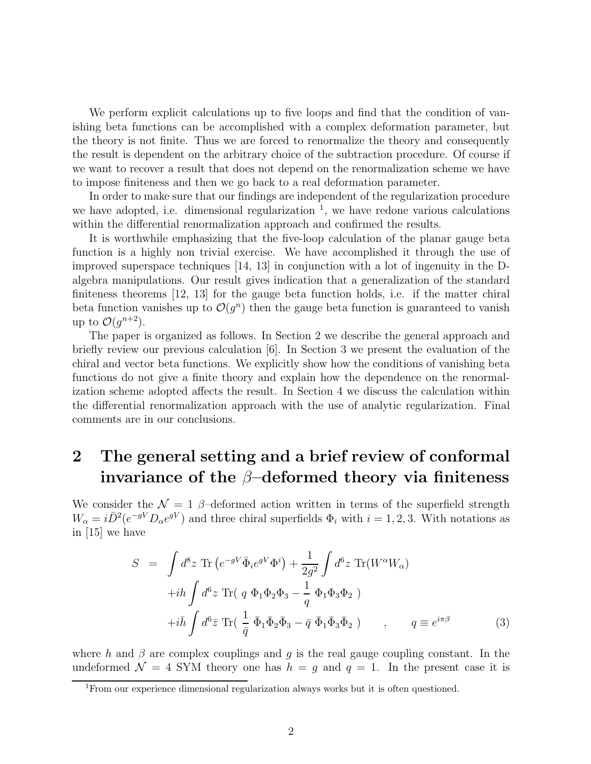We perform explicit calculations up to five loops and find that the condition of vanishing beta functions can be accomplished with a complex deformation parameter, but the theory is not finite. Thus we are forced to renormalize the theory and consequently the result is dependent on the arbitrary choice of the subtraction procedure. Of course if we want to recover a result that does not depend on the renormalization scheme we have to impose finiteness and then we go back to a real deformation parameter.

In order to make sure that our findings are independent of the regularization procedure we have adopted, i.e. dimensional regularization [1], we have redone various calculations within the differential renormalization approach and confirmed the results.

It is worthwhile emphasizing that the five-loop calculation of the planar gauge beta function is a highly non trivial exercise. We have accomplished it through the use of improved superspace techniques [14, 13] in conjunction with a lot of ingenuity in the D-algebra manipulations. Our result gives indication that a generalization of the standard finiteness theorems [12, 13] for the gauge beta function holds, i.e. if the matter chiral beta function vanishes up to $\mathcal{O}(g^n)$ then the gauge beta function is guaranteed to vanish up to $\mathcal{O}(g^{n+2})$.

The paper is organized as follows. In Section 2 we describe the general approach and briefly review our previous calculation [6]. In Section 3 we present the evaluation of the chiral and vector beta functions. We explicitly show how the conditions of vanishing beta functions do not give a finite theory and explain how the dependence on the renormalization scheme adopted affects the result. In Section 4 we discuss the calculation within the differential renormalization approach with the use of analytic regularization. Final comments are in our conclusions.

## 2 The general setting and a brief review of conformal invariance of the $\beta$–deformed theory via finiteness

We consider the $\mathcal{N} = 1$ $\beta$–deformed action written in terms of the superfield strength $W_\alpha = i\bar{D}^2(e^{-gV} D_\alpha e^{gV})$ and three chiral superfields $\Phi_i$ with $i = 1, 2, 3$. With notations as in [15] we have

$$
\begin{aligned}
S \;=\; & \int d^8z \; \mathrm{Tr}\left(e^{-gV}\bar{\Phi}_i e^{gV}\Phi^i\right) + \frac{1}{2g^2}\int d^6z \; \mathrm{Tr}(W^\alpha W_\alpha) \\
& + ih \int d^6z \; \mathrm{Tr}\left( \; q \; \Phi_1\Phi_2\Phi_3 - \frac{1}{q} \; \Phi_1\Phi_3\Phi_2 \; \right) \\
& + i\bar{h} \int d^6\bar{z} \; \mathrm{Tr}\left( \; \frac{1}{\bar{q}} \; \bar{\Phi}_1\bar{\Phi}_2\bar{\Phi}_3 - \bar{q} \; \bar{\Phi}_1\bar{\Phi}_3\bar{\Phi}_2 \; \right) \qquad , \qquad q \equiv e^{i\pi\beta}
\end{aligned}
\tag{3}
$$

where $h$ and $\beta$ are complex couplings and $g$ is the real gauge coupling constant. In the undeformed $\mathcal{N} = 4$ SYM theory one has $h = g$ and $q = 1$. In the present case it is

---

[1] From our experience dimensional regularization always works but it is often questioned.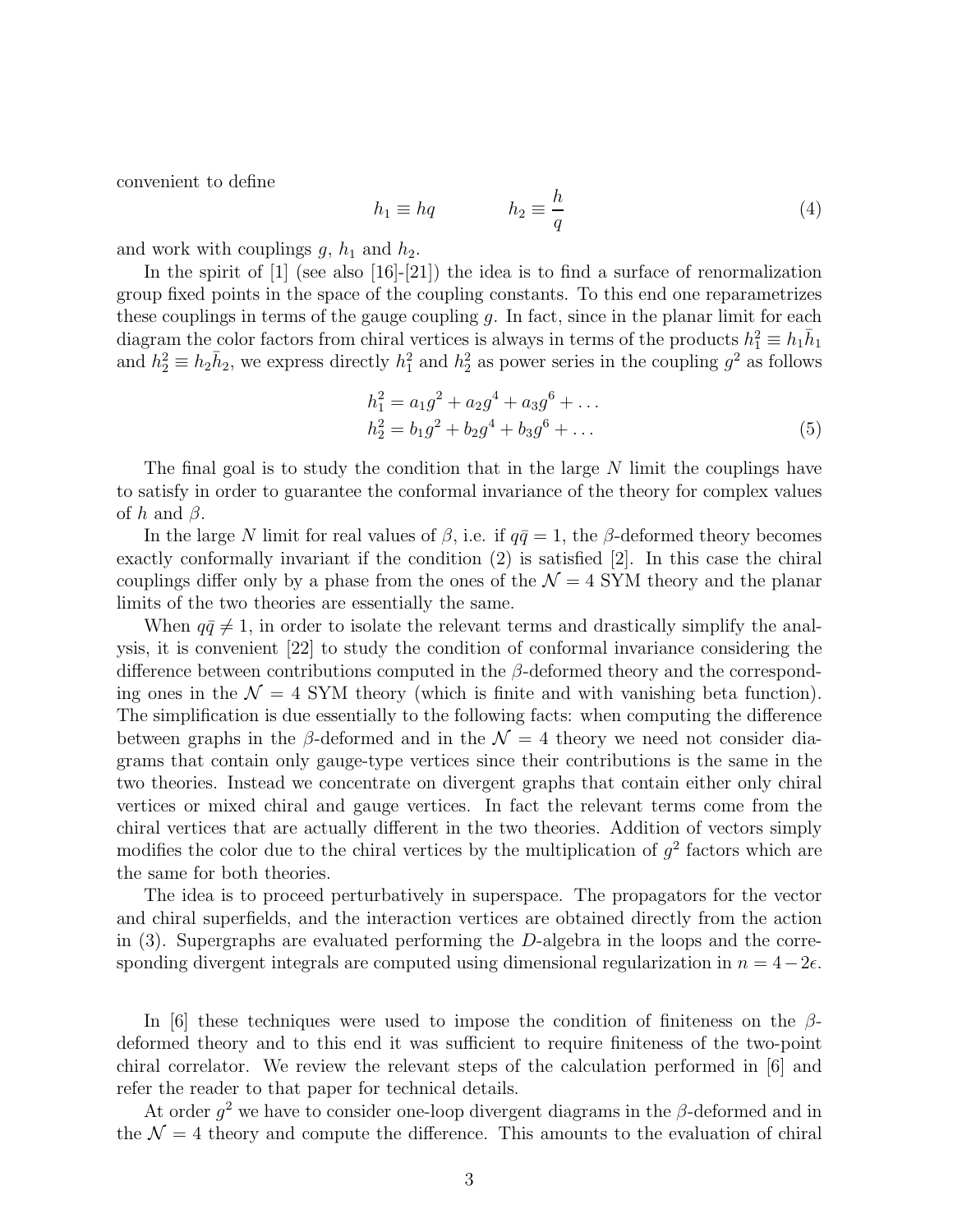convenient to define

$$h_1 \equiv hq \qquad\qquad h_2 \equiv \frac{h}{q} \tag{4}$$

and work with couplings $g$, $h_1$ and $h_2$.

In the spirit of [1] (see also [16]-[21]) the idea is to find a surface of renormalization group fixed points in the space of the coupling constants. To this end one reparametrizes these couplings in terms of the gauge coupling $g$. In fact, since in the planar limit for each diagram the color factors from chiral vertices is always in terms of the products $h_1^2 \equiv h_1\bar{h}_1$ and $h_2^2 \equiv h_2\bar{h}_2$, we express directly $h_1^2$ and $h_2^2$ as power series in the coupling $g^2$ as follows

$$\begin{aligned} h_1^2 &= a_1 g^2 + a_2 g^4 + a_3 g^6 + \ldots \\ h_2^2 &= b_1 g^2 + b_2 g^4 + b_3 g^6 + \ldots \end{aligned} \tag{5}$$

The final goal is to study the condition that in the large $N$ limit the couplings have to satisfy in order to guarantee the conformal invariance of the theory for complex values of $h$ and $\beta$.

In the large $N$ limit for real values of $\beta$, i.e. if $q\bar{q} = 1$, the $\beta$-deformed theory becomes exactly conformally invariant if the condition (2) is satisfied [2]. In this case the chiral couplings differ only by a phase from the ones of the $\mathcal{N} = 4$ SYM theory and the planar limits of the two theories are essentially the same.

When $q\bar{q} \neq 1$, in order to isolate the relevant terms and drastically simplify the analysis, it is convenient [22] to study the condition of conformal invariance considering the difference between contributions computed in the $\beta$-deformed theory and the corresponding ones in the $\mathcal{N} = 4$ SYM theory (which is finite and with vanishing beta function). The simplification is due essentially to the following facts: when computing the difference between graphs in the $\beta$-deformed and in the $\mathcal{N} = 4$ theory we need not consider diagrams that contain only gauge-type vertices since their contributions is the same in the two theories. Instead we concentrate on divergent graphs that contain either only chiral vertices or mixed chiral and gauge vertices. In fact the relevant terms come from the chiral vertices that are actually different in the two theories. Addition of vectors simply modifies the color due to the chiral vertices by the multiplication of $g^2$ factors which are the same for both theories.

The idea is to proceed perturbatively in superspace. The propagators for the vector and chiral superfields, and the interaction vertices are obtained directly from the action in (3). Supergraphs are evaluated performing the $D$-algebra in the loops and the corresponding divergent integrals are computed using dimensional regularization in $n = 4 - 2\epsilon$.

In [6] these techniques were used to impose the condition of finiteness on the $\beta$-deformed theory and to this end it was sufficient to require finiteness of the two-point chiral correlator. We review the relevant steps of the calculation performed in [6] and refer the reader to that paper for technical details.

At order $g^2$ we have to consider one-loop divergent diagrams in the $\beta$-deformed and in the $\mathcal{N} = 4$ theory and compute the difference. This amounts to the evaluation of chiral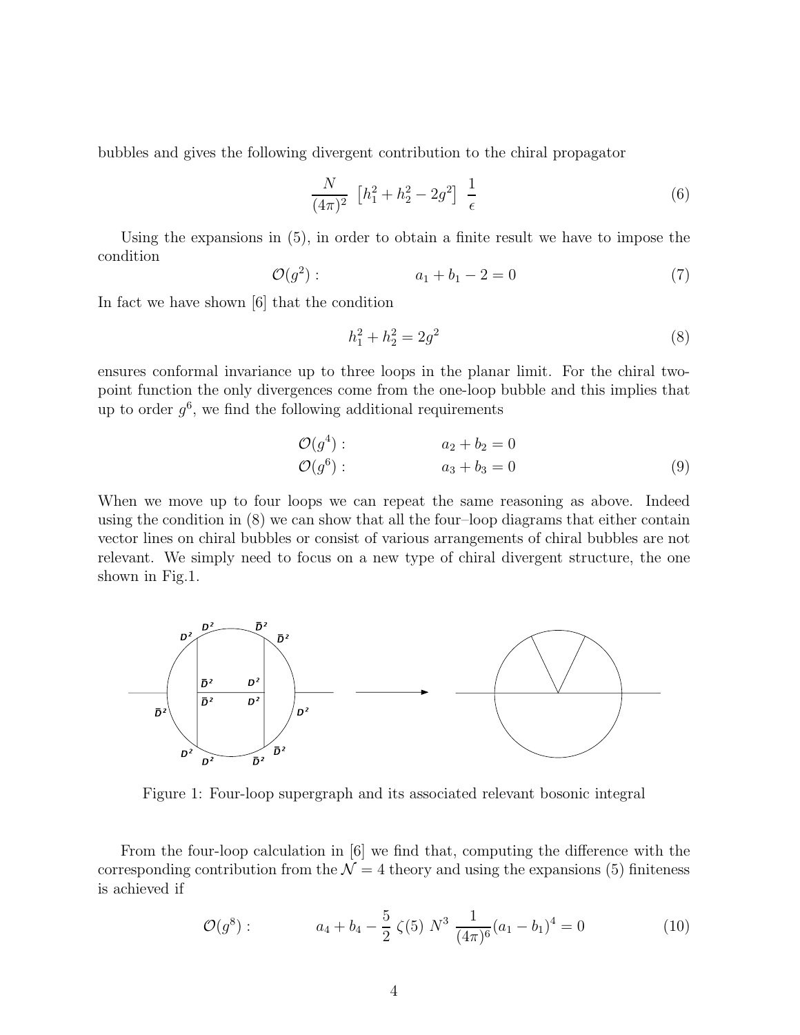bubbles and gives the following divergent contribution to the chiral propagator

$$\frac{N}{(4\pi)^2} \left[h_1^2 + h_2^2 - 2g^2\right] \frac{1}{\epsilon} \tag{6}$$

Using the expansions in (5), in order to obtain a finite result we have to impose the condition

$$\mathcal{O}(g^2): \qquad a_1 + b_1 - 2 = 0 \tag{7}$$

In fact we have shown [6] that the condition

$$h_1^2 + h_2^2 = 2g^2 \tag{8}$$

ensures conformal invariance up to three loops in the planar limit. For the chiral two-point function the only divergences come from the one-loop bubble and this implies that up to order $g^6$, we find the following additional requirements

$$\begin{aligned} \mathcal{O}(g^4): \qquad & a_2 + b_2 = 0 \\ \mathcal{O}(g^6): \qquad & a_3 + b_3 = 0 \end{aligned} \tag{9}$$

When we move up to four loops we can repeat the same reasoning as above. Indeed using the condition in (8) we can show that all the four–loop diagrams that either contain vector lines on chiral bubbles or consist of various arrangements of chiral bubbles are not relevant. We simply need to focus on a new type of chiral divergent structure, the one shown in Fig.1.

Figure 1: Four-loop supergraph and its associated relevant bosonic integral

From the four-loop calculation in [6] we find that, computing the difference with the corresponding contribution from the $\mathcal{N} = 4$ theory and using the expansions (5) finiteness is achieved if

$$\mathcal{O}(g^8): \qquad a_4 + b_4 - \frac{5}{2}\,\zeta(5)\; N^3\; \frac{1}{(4\pi)^6}(a_1 - b_1)^4 = 0 \tag{10}$$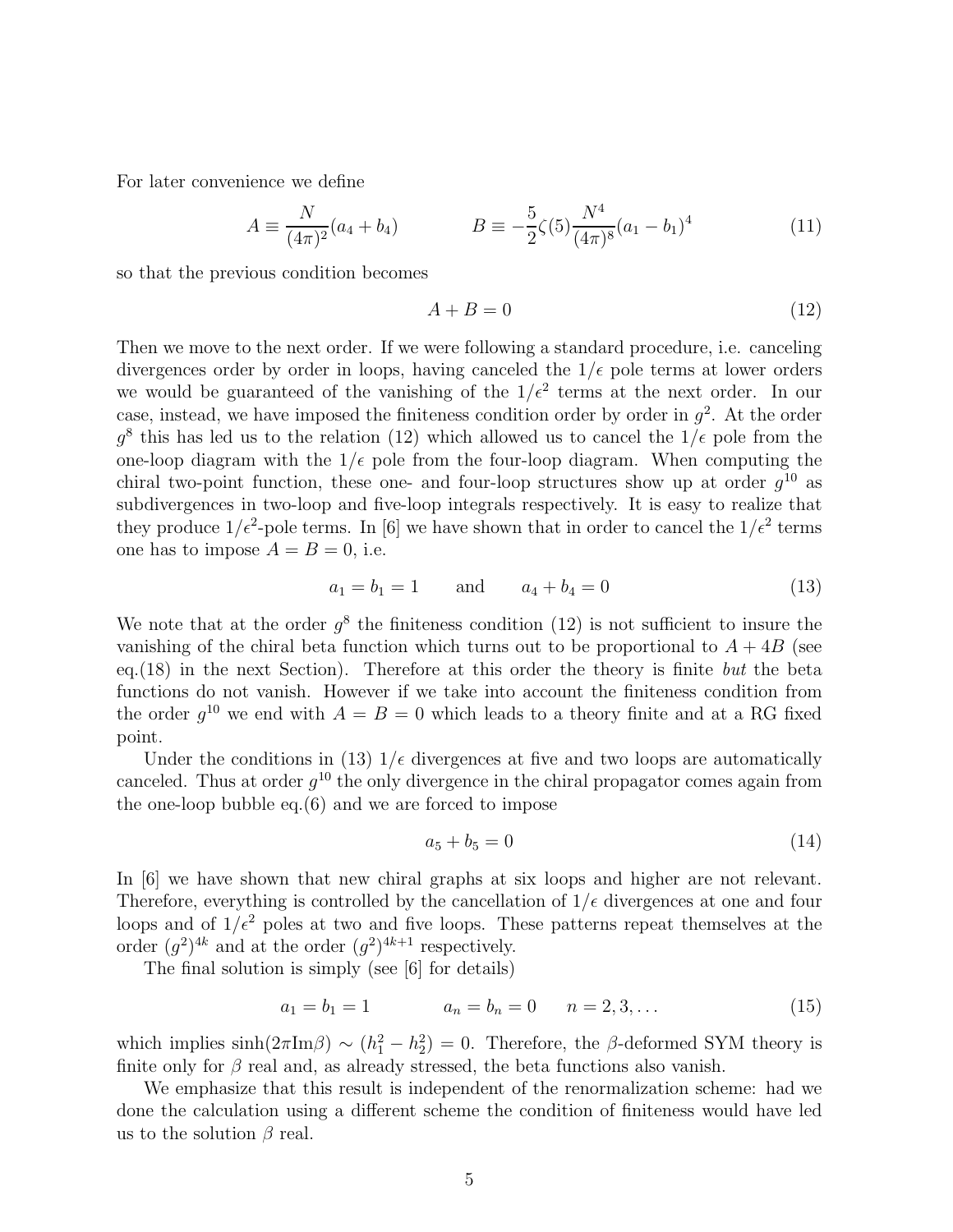For later convenience we define

$$A \equiv \frac{N}{(4\pi)^2}(a_4 + b_4) \qquad\qquad B \equiv -\frac{5}{2}\zeta(5)\frac{N^4}{(4\pi)^8}(a_1 - b_1)^4 \tag{11}$$

so that the previous condition becomes

$$A + B = 0 \tag{12}$$

Then we move to the next order. If we were following a standard procedure, i.e. canceling divergences order by order in loops, having canceled the $1/\epsilon$ pole terms at lower orders we would be guaranteed of the vanishing of the $1/\epsilon^2$ terms at the next order. In our case, instead, we have imposed the finiteness condition order by order in $g^2$. At the order $g^8$ this has led us to the relation (12) which allowed us to cancel the $1/\epsilon$ pole from the one-loop diagram with the $1/\epsilon$ pole from the four-loop diagram. When computing the chiral two-point function, these one- and four-loop structures show up at order $g^{10}$ as subdivergences in two-loop and five-loop integrals respectively. It is easy to realize that they produce $1/\epsilon^2$-pole terms. In [6] we have shown that in order to cancel the $1/\epsilon^2$ terms one has to impose $A = B = 0$, i.e.

$$a_1 = b_1 = 1 \qquad \text{and} \qquad a_4 + b_4 = 0 \tag{13}$$

We note that at the order $g^8$ the finiteness condition (12) is not sufficient to insure the vanishing of the chiral beta function which turns out to be proportional to $A + 4B$ (see eq.(18) in the next Section). Therefore at this order the theory is finite *but* the beta functions do not vanish. However if we take into account the finiteness condition from the order $g^{10}$ we end with $A = B = 0$ which leads to a theory finite and at a RG fixed point.

Under the conditions in (13) $1/\epsilon$ divergences at five and two loops are automatically canceled. Thus at order $g^{10}$ the only divergence in the chiral propagator comes again from the one-loop bubble eq.(6) and we are forced to impose

$$a_5 + b_5 = 0 \tag{14}$$

In [6] we have shown that new chiral graphs at six loops and higher are not relevant. Therefore, everything is controlled by the cancellation of $1/\epsilon$ divergences at one and four loops and of $1/\epsilon^2$ poles at two and five loops. These patterns repeat themselves at the order $(g^2)^{4k}$ and at the order $(g^2)^{4k+1}$ respectively.

The final solution is simply (see [6] for details)

$$a_1 = b_1 = 1 \qquad\qquad a_n = b_n = 0 \qquad n = 2, 3, \ldots \tag{15}$$

which implies $\sinh(2\pi \text{Im}\beta) \sim (h_1^2 - h_2^2) = 0$. Therefore, the $\beta$-deformed SYM theory is finite only for $\beta$ real and, as already stressed, the beta functions also vanish.

We emphasize that this result is independent of the renormalization scheme: had we done the calculation using a different scheme the condition of finiteness would have led us to the solution $\beta$ real.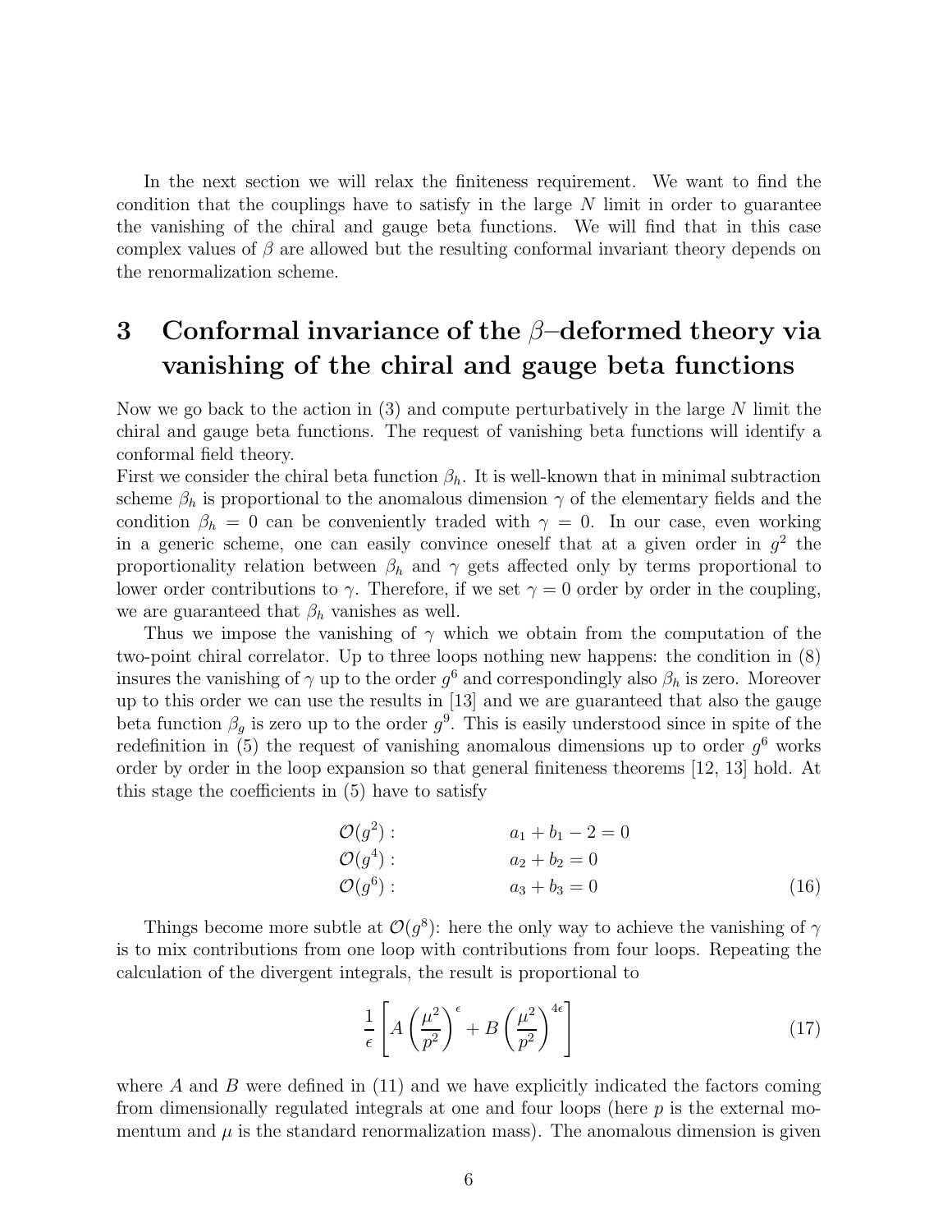In the next section we will relax the finiteness requirement. We want to find the condition that the couplings have to satisfy in the large $N$ limit in order to guarantee the vanishing of the chiral and gauge beta functions. We will find that in this case complex values of $\beta$ are allowed but the resulting conformal invariant theory depends on the renormalization scheme.

# 3 Conformal invariance of the $\beta$–deformed theory via vanishing of the chiral and gauge beta functions

Now we go back to the action in (3) and compute perturbatively in the large $N$ limit the chiral and gauge beta functions. The request of vanishing beta functions will identify a conformal field theory.
First we consider the chiral beta function $\beta_h$. It is well-known that in minimal subtraction scheme $\beta_h$ is proportional to the anomalous dimension $\gamma$ of the elementary fields and the condition $\beta_h = 0$ can be conveniently traded with $\gamma = 0$. In our case, even working in a generic scheme, one can easily convince oneself that at a given order in $g^2$ the proportionality relation between $\beta_h$ and $\gamma$ gets affected only by terms proportional to lower order contributions to $\gamma$. Therefore, if we set $\gamma = 0$ order by order in the coupling, we are guaranteed that $\beta_h$ vanishes as well.

Thus we impose the vanishing of $\gamma$ which we obtain from the computation of the two-point chiral correlator. Up to three loops nothing new happens: the condition in (8) insures the vanishing of $\gamma$ up to the order $g^6$ and correspondingly also $\beta_h$ is zero. Moreover up to this order we can use the results in [13] and we are guaranteed that also the gauge beta function $\beta_g$ is zero up to the order $g^9$. This is easily understood since in spite of the redefinition in (5) the request of vanishing anomalous dimensions up to order $g^6$ works order by order in the loop expansion so that general finiteness theorems [12, 13] hold. At this stage the coefficients in (5) have to satisfy

$$
\begin{aligned}
&\mathcal{O}(g^2): \qquad && a_1 + b_1 - 2 = 0 \\
&\mathcal{O}(g^4): \qquad && a_2 + b_2 = 0 \\
&\mathcal{O}(g^6): \qquad && a_3 + b_3 = 0
\end{aligned}
\tag{16}
$$

Things become more subtle at $\mathcal{O}(g^8)$: here the only way to achieve the vanishing of $\gamma$ is to mix contributions from one loop with contributions from four loops. Repeating the calculation of the divergent integrals, the result is proportional to

$$
\frac{1}{\epsilon}\left[ A\left(\frac{\mu^2}{p^2}\right)^{\epsilon} + B\left(\frac{\mu^2}{p^2}\right)^{4\epsilon}\right]
\tag{17}
$$

where $A$ and $B$ were defined in (11) and we have explicitly indicated the factors coming from dimensionally regulated integrals at one and four loops (here $p$ is the external momentum and $\mu$ is the standard renormalization mass). The anomalous dimension is given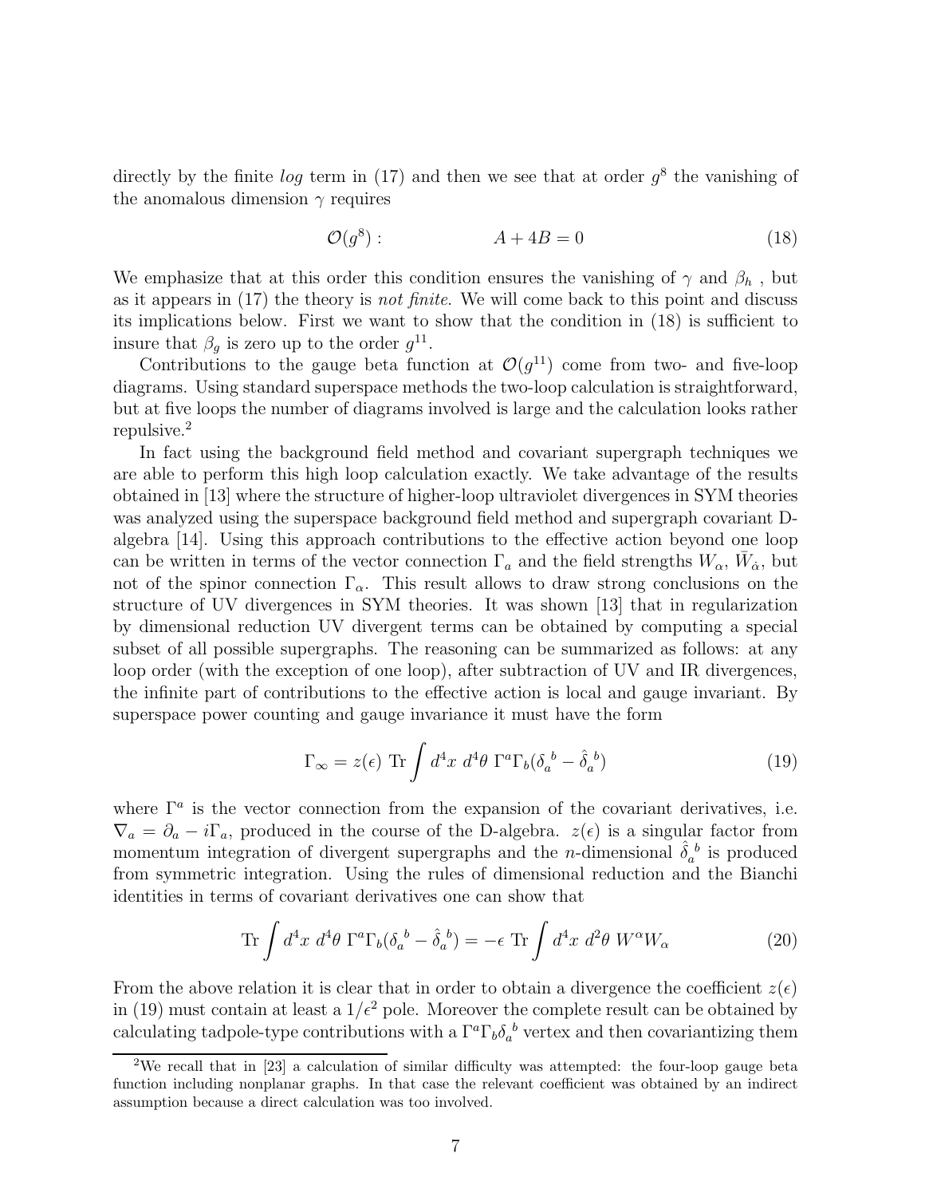directly by the finite *log* term in (17) and then we see that at order $g^8$ the vanishing of the anomalous dimension $\gamma$ requires

$$\mathcal{O}(g^8): \qquad\qquad A + 4B = 0 \tag{18}$$

We emphasize that at this order this condition ensures the vanishing of $\gamma$ and $\beta_h$ , but as it appears in (17) the theory is *not finite*. We will come back to this point and discuss its implications below. First we want to show that the condition in (18) is sufficient to insure that $\beta_g$ is zero up to the order $g^{11}$.

Contributions to the gauge beta function at $\mathcal{O}(g^{11})$ come from two- and five-loop diagrams. Using standard superspace methods the two-loop calculation is straightforward, but at five loops the number of diagrams involved is large and the calculation looks rather repulsive.[2]

In fact using the background field method and covariant supergraph techniques we are able to perform this high loop calculation exactly. We take advantage of the results obtained in [13] where the structure of higher-loop ultraviolet divergences in SYM theories was analyzed using the superspace background field method and supergraph covariant D-algebra [14]. Using this approach contributions to the effective action beyond one loop can be written in terms of the vector connection $\Gamma_a$ and the field strengths $W_\alpha$, $\bar{W}_{\dot{\alpha}}$, but not of the spinor connection $\Gamma_\alpha$. This result allows to draw strong conclusions on the structure of UV divergences in SYM theories. It was shown [13] that in regularization by dimensional reduction UV divergent terms can be obtained by computing a special subset of all possible supergraphs. The reasoning can be summarized as follows: at any loop order (with the exception of one loop), after subtraction of UV and IR divergences, the infinite part of contributions to the effective action is local and gauge invariant. By superspace power counting and gauge invariance it must have the form

$$\Gamma_\infty = z(\epsilon)\ \mathrm{Tr} \int d^4x\ d^4\theta\ \Gamma^a \Gamma_b (\delta_a{}^b - \hat{\delta}_a{}^b) \tag{19}$$

where $\Gamma^a$ is the vector connection from the expansion of the covariant derivatives, i.e. $\nabla_a = \partial_a - i\Gamma_a$, produced in the course of the D-algebra. $z(\epsilon)$ is a singular factor from momentum integration of divergent supergraphs and the $n$-dimensional $\hat{\delta}_a{}^b$ is produced from symmetric integration. Using the rules of dimensional reduction and the Bianchi identities in terms of covariant derivatives one can show that

$$\mathrm{Tr} \int d^4x\ d^4\theta\ \Gamma^a \Gamma_b (\delta_a{}^b - \hat{\delta}_a{}^b) = -\epsilon\ \mathrm{Tr} \int d^4x\ d^2\theta\ W^\alpha W_\alpha \tag{20}$$

From the above relation it is clear that in order to obtain a divergence the coefficient $z(\epsilon)$ in (19) must contain at least a $1/\epsilon^2$ pole. Moreover the complete result can be obtained by calculating tadpole-type contributions with a $\Gamma^a \Gamma_b \delta_a{}^b$ vertex and then covariantizing them

[2] We recall that in [23] a calculation of similar difficulty was attempted: the four-loop gauge beta function including nonplanar graphs. In that case the relevant coefficient was obtained by an indirect assumption because a direct calculation was too involved.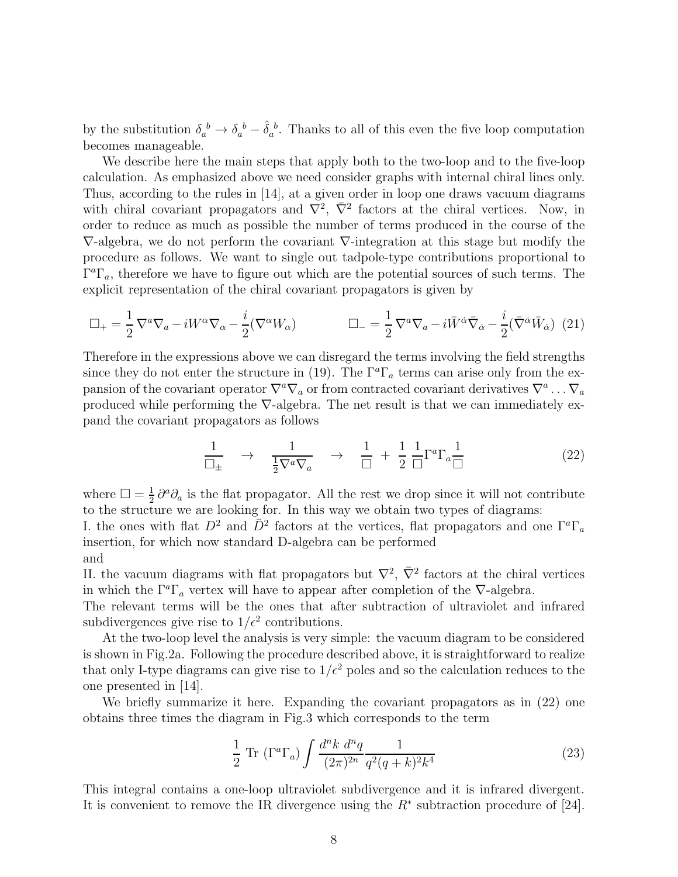by the substitution $\delta_a{}^b \to \delta_a{}^b - \hat{\delta}_a{}^b$. Thanks to all of this even the five loop computation becomes manageable.

We describe here the main steps that apply both to the two-loop and to the five-loop calculation. As emphasized above we need consider graphs with internal chiral lines only. Thus, according to the rules in [14], at a given order in loop one draws vacuum diagrams with chiral covariant propagators and $\nabla^2$, $\bar{\nabla}^2$ factors at the chiral vertices. Now, in order to reduce as much as possible the number of terms produced in the course of the $\nabla$-algebra, we do not perform the covariant $\nabla$-integration at this stage but modify the procedure as follows. We want to single out tadpole-type contributions proportional to $\Gamma^a\Gamma_a$, therefore we have to figure out which are the potential sources of such terms. The explicit representation of the chiral covariant propagators is given by

$$\Box_+ = \frac{1}{2}\nabla^a\nabla_a - iW^\alpha\nabla_\alpha - \frac{i}{2}(\nabla^\alpha W_\alpha) \qquad\qquad \Box_- = \frac{1}{2}\nabla^a\nabla_a - i\bar{W}^{\dot{\alpha}}\bar{\nabla}_{\dot{\alpha}} - \frac{i}{2}(\bar{\nabla}^{\dot{\alpha}}\bar{W}_{\dot{\alpha}}) \quad (21)$$

Therefore in the expressions above we can disregard the terms involving the field strengths since they do not enter the structure in (19). The $\Gamma^a\Gamma_a$ terms can arise only from the expansion of the covariant operator $\nabla^a\nabla_a$ or from contracted covariant derivatives $\nabla^a \ldots \nabla_a$ produced while performing the $\nabla$-algebra. The net result is that we can immediately expand the covariant propagators as follows

$$\frac{1}{\Box_\pm} \quad \to \quad \frac{1}{\frac{1}{2}\nabla^a\nabla_a} \quad \to \quad \frac{1}{\Box} \; + \; \frac{1}{2}\,\frac{1}{\Box}\Gamma^a\Gamma_a\frac{1}{\Box} \qquad (22)$$

where $\Box = \frac{1}{2}\,\partial^a\partial_a$ is the flat propagator. All the rest we drop since it will not contribute to the structure we are looking for. In this way we obtain two types of diagrams:
I. the ones with flat $D^2$ and $\bar{D}^2$ factors at the vertices, flat propagators and one $\Gamma^a\Gamma_a$ insertion, for which now standard D-algebra can be performed
and
II. the vacuum diagrams with flat propagators but $\nabla^2$, $\bar{\nabla}^2$ factors at the chiral vertices in which the $\Gamma^a\Gamma_a$ vertex will have to appear after completion of the $\nabla$-algebra.
The relevant terms will be the ones that after subtraction of ultraviolet and infrared subdivergences give rise to $1/\epsilon^2$ contributions.

At the two-loop level the analysis is very simple: the vacuum diagram to be considered is shown in Fig.2a. Following the procedure described above, it is straightforward to realize that only I-type diagrams can give rise to $1/\epsilon^2$ poles and so the calculation reduces to the one presented in [14].

We briefly summarize it here. Expanding the covariant propagators as in (22) one obtains three times the diagram in Fig.3 which corresponds to the term

$$\frac{1}{2}\ \mathrm{Tr}\ (\Gamma^a\Gamma_a)\int\frac{d^nk\ d^nq}{(2\pi)^{2n}}\frac{1}{q^2(q+k)^2k^4} \qquad (23)$$

This integral contains a one-loop ultraviolet subdivergence and it is infrared divergent. It is convenient to remove the IR divergence using the $R^*$ subtraction procedure of [24].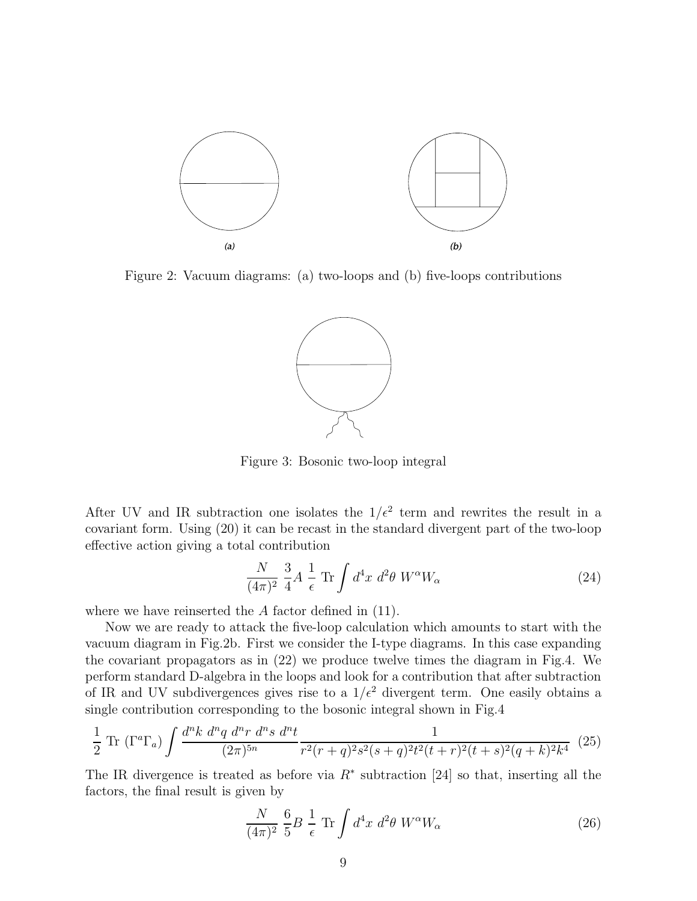Figure 2: Vacuum diagrams: (a) two-loops and (b) five-loops contributions

Figure 3: Bosonic two-loop integral

After UV and IR subtraction one isolates the $1/\epsilon^2$ term and rewrites the result in a covariant form. Using (20) it can be recast in the standard divergent part of the two-loop effective action giving a total contribution

$$\frac{N}{(4\pi)^2}\ \frac{3}{4}A\ \frac{1}{\epsilon}\ \mathrm{Tr}\int d^4x\ d^2\theta\ W^\alpha W_\alpha \tag{24}$$

where we have reinserted the $A$ factor defined in (11).

Now we are ready to attack the five-loop calculation which amounts to start with the vacuum diagram in Fig.2b. First we consider the I-type diagrams. In this case expanding the covariant propagators as in (22) we produce twelve times the diagram in Fig.4. We perform standard D-algebra in the loops and look for a contribution that after subtraction of IR and UV subdivergences gives rise to a $1/\epsilon^2$ divergent term. One easily obtains a single contribution corresponding to the bosonic integral shown in Fig.4

$$\frac{1}{2}\ \mathrm{Tr}\ (\Gamma^a\Gamma_a)\int\frac{d^nk\ d^nq\ d^nr\ d^ns\ d^nt}{(2\pi)^{5n}}\frac{1}{r^2(r+q)^2s^2(s+q)^2t^2(t+r)^2(t+s)^2(q+k)^2k^4} \tag{25}$$

The IR divergence is treated as before via $R^*$ subtraction [24] so that, inserting all the factors, the final result is given by

$$\frac{N}{(4\pi)^2}\ \frac{6}{5}B\ \frac{1}{\epsilon}\ \mathrm{Tr}\int d^4x\ d^2\theta\ W^\alpha W_\alpha \tag{26}$$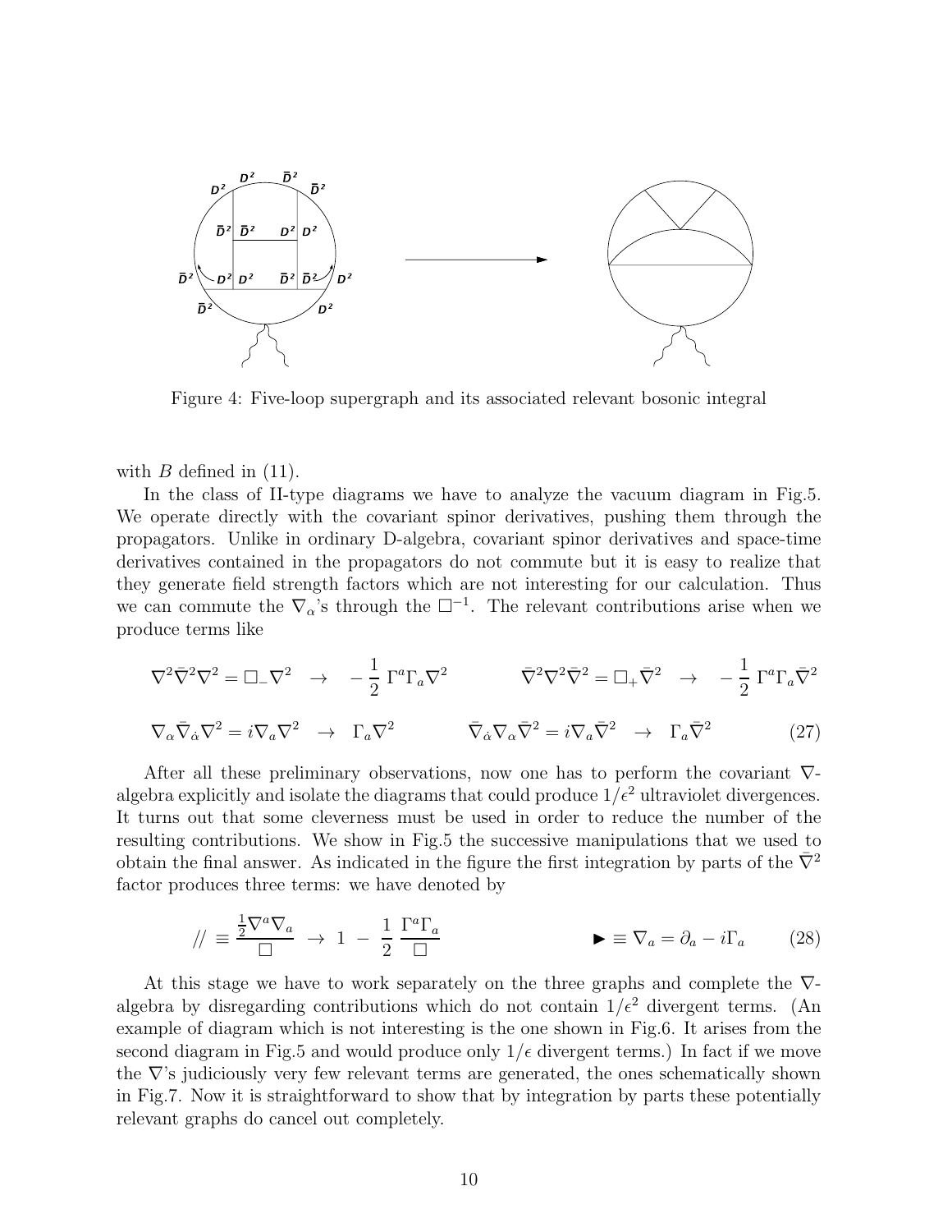Figure 4: Five-loop supergraph and its associated relevant bosonic integral

with $B$ defined in (11).

In the class of II-type diagrams we have to analyze the vacuum diagram in Fig.5. We operate directly with the covariant spinor derivatives, pushing them through the propagators. Unlike in ordinary D-algebra, covariant spinor derivatives and space-time derivatives contained in the propagators do not commute but it is easy to realize that they generate field strength factors which are not interesting for our calculation. Thus we can commute the $\nabla_\alpha$'s through the $\Box^{-1}$. The relevant contributions arise when we produce terms like

$$
\begin{aligned}
&\nabla^2\bar{\nabla}^2\nabla^2 = \Box_-\nabla^2 \quad \rightarrow \quad -\frac{1}{2}\,\Gamma^a\Gamma_a\nabla^2 \qquad\qquad \bar{\nabla}^2\nabla^2\bar{\nabla}^2 = \Box_+\bar{\nabla}^2 \quad \rightarrow \quad -\frac{1}{2}\,\Gamma^a\Gamma_a\bar{\nabla}^2 \\
&\nabla_\alpha\bar{\nabla}_{\dot{\alpha}}\nabla^2 = i\nabla_a\nabla^2 \quad \rightarrow \quad \Gamma_a\nabla^2 \qquad\qquad \bar{\nabla}_{\dot{\alpha}}\nabla_\alpha\bar{\nabla}^2 = i\nabla_a\bar{\nabla}^2 \quad \rightarrow \quad \Gamma_a\bar{\nabla}^2
\end{aligned}
\tag{27}
$$

After all these preliminary observations, now one has to perform the covariant $\nabla$-algebra explicitly and isolate the diagrams that could produce $1/\epsilon^2$ ultraviolet divergences. It turns out that some cleverness must be used in order to reduce the number of the resulting contributions. We show in Fig.5 the successive manipulations that we used to obtain the final answer. As indicated in the figure the first integration by parts of the $\bar{\nabla}^2$ factor produces three terms: we have denoted by

$$
// \equiv \frac{\frac{1}{2}\nabla^a\nabla_a}{\Box} \;\rightarrow\; 1 \;-\; \frac{1}{2}\,\frac{\Gamma^a\Gamma_a}{\Box} \qquad\qquad \blacktriangleright \equiv \nabla_a = \partial_a - i\Gamma_a \tag{28}
$$

At this stage we have to work separately on the three graphs and complete the $\nabla$-algebra by disregarding contributions which do not contain $1/\epsilon^2$ divergent terms. (An example of diagram which is not interesting is the one shown in Fig.6. It arises from the second diagram in Fig.5 and would produce only $1/\epsilon$ divergent terms.) In fact if we move the $\nabla$'s judiciously very few relevant terms are generated, the ones schematically shown in Fig.7. Now it is straightforward to show that by integration by parts these potentially relevant graphs do cancel out completely.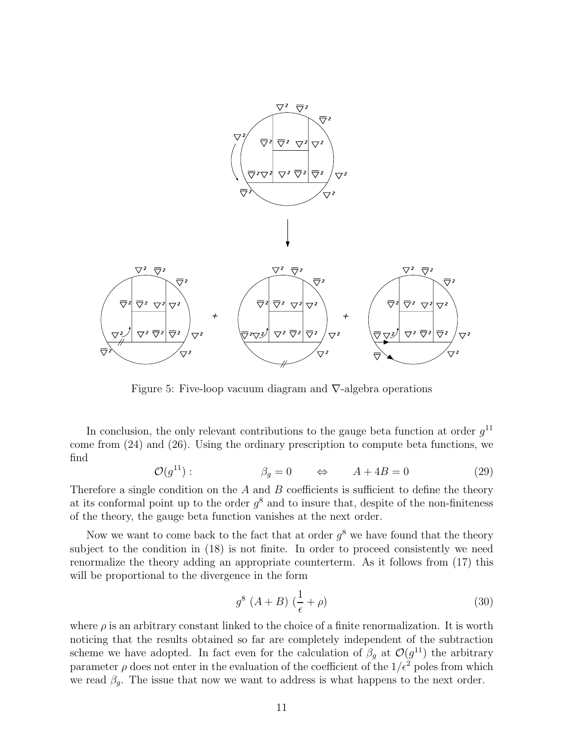Figure 5: Five-loop vacuum diagram and $\nabla$-algebra operations

In conclusion, the only relevant contributions to the gauge beta function at order $g^{11}$ come from (24) and (26). Using the ordinary prescription to compute beta functions, we find

$$\mathcal{O}(g^{11}) : \qquad\qquad \beta_g = 0 \qquad \Leftrightarrow \qquad A + 4B = 0 \tag{29}$$

Therefore a single condition on the $A$ and $B$ coefficients is sufficient to define the theory at its conformal point up to the order $g^8$ and to insure that, despite of the non-finiteness of the theory, the gauge beta function vanishes at the next order.

Now we want to come back to the fact that at order $g^8$ we have found that the theory subject to the condition in (18) is not finite. In order to proceed consistently we need renormalize the theory adding an appropriate counterterm. As it follows from (17) this will be proportional to the divergence in the form

$$g^8 \; (A + B) \; (\frac{1}{\epsilon} + \rho) \tag{30}$$

where $\rho$ is an arbitrary constant linked to the choice of a finite renormalization. It is worth noticing that the results obtained so far are completely independent of the subtraction scheme we have adopted. In fact even for the calculation of $\beta_g$ at $\mathcal{O}(g^{11})$ the arbitrary parameter $\rho$ does not enter in the evaluation of the coefficient of the $1/\epsilon^2$ poles from which we read $\beta_g$. The issue that now we want to address is what happens to the next order.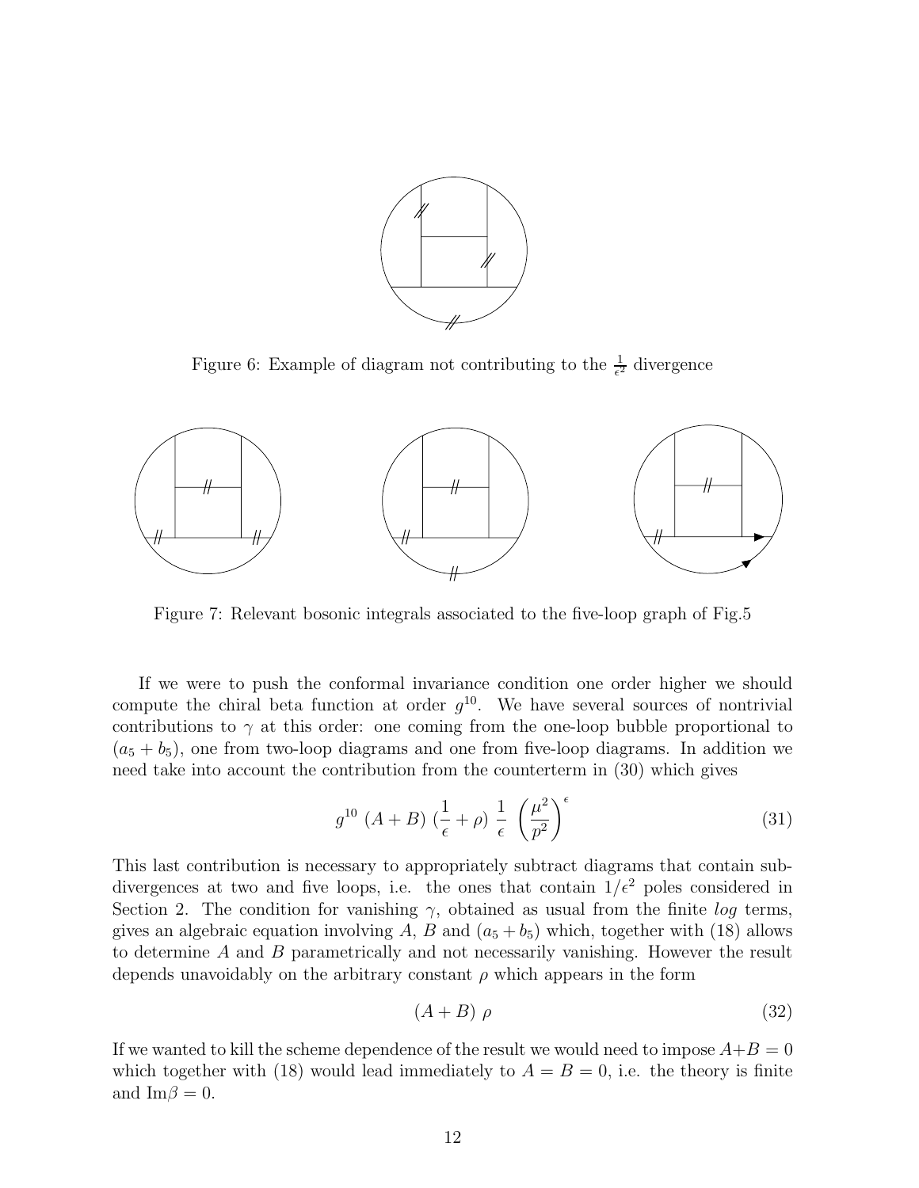Figure 6: Example of diagram not contributing to the $\frac{1}{\epsilon^2}$ divergence

Figure 7: Relevant bosonic integrals associated to the five-loop graph of Fig.5

If we were to push the conformal invariance condition one order higher we should compute the chiral beta function at order $g^{10}$. We have several sources of nontrivial contributions to $\gamma$ at this order: one coming from the one-loop bubble proportional to $(a_5 + b_5)$, one from two-loop diagrams and one from five-loop diagrams. In addition we need take into account the contribution from the counterterm in (30) which gives

$$g^{10}\ (A+B)\ (\frac{1}{\epsilon}+\rho)\ \frac{1}{\epsilon}\ \left(\frac{\mu^2}{p^2}\right)^{\epsilon} \tag{31}$$

This last contribution is necessary to appropriately subtract diagrams that contain subdivergences at two and five loops, i.e. the ones that contain $1/\epsilon^2$ poles considered in Section 2. The condition for vanishing $\gamma$, obtained as usual from the finite *log* terms, gives an algebraic equation involving $A$, $B$ and $(a_5 + b_5)$ which, together with (18) allows to determine $A$ and $B$ parametrically and not necessarily vanishing. However the result depends unavoidably on the arbitrary constant $\rho$ which appears in the form

$$(A+B)\ \rho \tag{32}$$

If we wanted to kill the scheme dependence of the result we would need to impose $A+B=0$ which together with (18) would lead immediately to $A = B = 0$, i.e. the theory is finite and $\text{Im}\beta = 0$.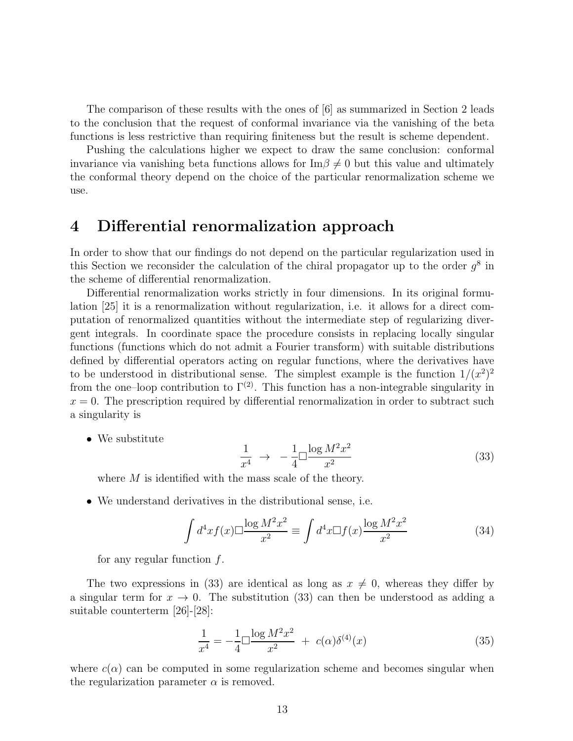The comparison of these results with the ones of [6] as summarized in Section 2 leads to the conclusion that the request of conformal invariance via the vanishing of the beta functions is less restrictive than requiring finiteness but the result is scheme dependent.

Pushing the calculations higher we expect to draw the same conclusion: conformal invariance via vanishing beta functions allows for $\text{Im}\beta \neq 0$ but this value and ultimately the conformal theory depend on the choice of the particular renormalization scheme we use.

# 4 Differential renormalization approach

In order to show that our findings do not depend on the particular regularization used in this Section we reconsider the calculation of the chiral propagator up to the order $g^8$ in the scheme of differential renormalization.

Differential renormalization works strictly in four dimensions. In its original formulation [25] it is a renormalization without regularization, i.e. it allows for a direct computation of renormalized quantities without the intermediate step of regularizing divergent integrals. In coordinate space the procedure consists in replacing locally singular functions (functions which do not admit a Fourier transform) with suitable distributions defined by differential operators acting on regular functions, where the derivatives have to be understood in distributional sense. The simplest example is the function $1/(x^2)^2$ from the one–loop contribution to $\Gamma^{(2)}$. This function has a non-integrable singularity in $x = 0$. The prescription required by differential renormalization in order to subtract such a singularity is

- We substitute
$$\frac{1}{x^4} \;\to\; -\frac{1}{4}\Box\frac{\log M^2x^2}{x^2} \tag{33}$$
where $M$ is identified with the mass scale of the theory.

- We understand derivatives in the distributional sense, i.e.
$$\int d^4x f(x)\Box\frac{\log M^2x^2}{x^2} \equiv \int d^4x \Box f(x)\frac{\log M^2x^2}{x^2} \tag{34}$$
for any regular function $f$.

The two expressions in (33) are identical as long as $x \neq 0$, whereas they differ by a singular term for $x \to 0$. The substitution (33) can then be understood as adding a suitable counterterm [26]-[28]:

$$\frac{1}{x^4} = -\frac{1}{4}\Box\frac{\log M^2x^2}{x^2} \;+\; c(\alpha)\delta^{(4)}(x) \tag{35}$$

where $c(\alpha)$ can be computed in some regularization scheme and becomes singular when the regularization parameter $\alpha$ is removed.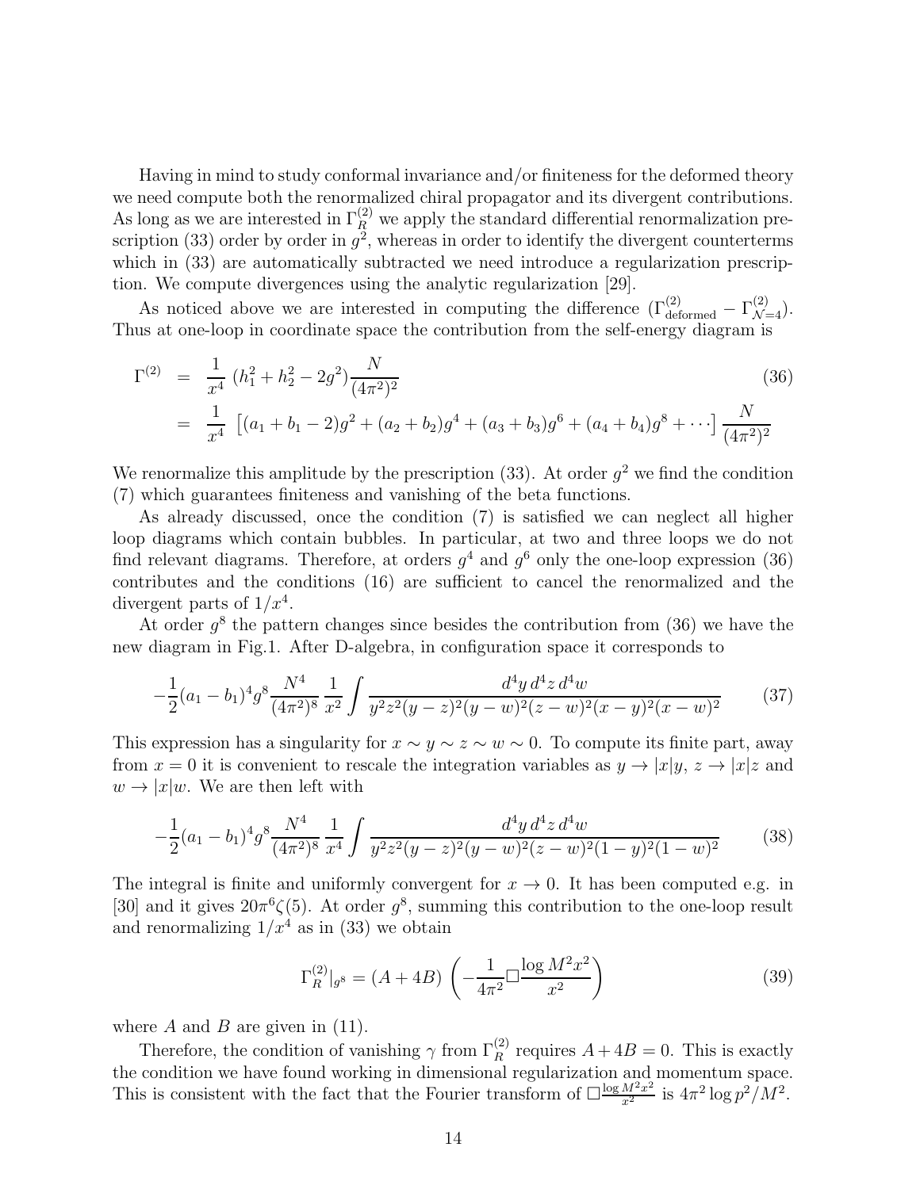Having in mind to study conformal invariance and/or finiteness for the deformed theory we need compute both the renormalized chiral propagator and its divergent contributions. As long as we are interested in $\Gamma^{(2)}_R$ we apply the standard differential renormalization prescription (33) order by order in $g^2$, whereas in order to identify the divergent counterterms which in (33) are automatically subtracted we need introduce a regularization prescription. We compute divergences using the analytic regularization [29].

As noticed above we are interested in computing the difference $(\Gamma^{(2)}_{\rm deformed} - \Gamma^{(2)}_{\mathcal{N}=4})$. Thus at one-loop in coordinate space the contribution from the self-energy diagram is

$$
\begin{aligned}
\Gamma^{(2)} &= \frac{1}{x^4}\,(h_1^2 + h_2^2 - 2g^2)\frac{N}{(4\pi^2)^2} \qquad (36)\\
&= \frac{1}{x^4}\,\left[(a_1+b_1-2)g^2 + (a_2+b_2)g^4 + (a_3+b_3)g^6 + (a_4+b_4)g^8 + \cdots\right]\frac{N}{(4\pi^2)^2}
\end{aligned}
$$

We renormalize this amplitude by the prescription (33). At order $g^2$ we find the condition (7) which guarantees finiteness and vanishing of the beta functions.

As already discussed, once the condition (7) is satisfied we can neglect all higher loop diagrams which contain bubbles. In particular, at two and three loops we do not find relevant diagrams. Therefore, at orders $g^4$ and $g^6$ only the one-loop expression (36) contributes and the conditions (16) are sufficient to cancel the renormalized and the divergent parts of $1/x^4$.

At order $g^8$ the pattern changes since besides the contribution from (36) we have the new diagram in Fig.1. After D-algebra, in configuration space it corresponds to

$$
-\frac{1}{2}(a_1-b_1)^4 g^8 \frac{N^4}{(4\pi^2)^8}\,\frac{1}{x^2}\int \frac{d^4y\,d^4z\,d^4w}{y^2z^2(y-z)^2(y-w)^2(z-w)^2(x-y)^2(x-w)^2} \qquad (37)
$$

This expression has a singularity for $x \sim y \sim z \sim w \sim 0$. To compute its finite part, away from $x = 0$ it is convenient to rescale the integration variables as $y \to |x|y$, $z \to |x|z$ and $w \to |x|w$. We are then left with

$$
-\frac{1}{2}(a_1-b_1)^4 g^8 \frac{N^4}{(4\pi^2)^8}\,\frac{1}{x^4}\int \frac{d^4y\,d^4z\,d^4w}{y^2z^2(y-z)^2(y-w)^2(z-w)^2(1-y)^2(1-w)^2} \qquad (38)
$$

The integral is finite and uniformly convergent for $x \to 0$. It has been computed e.g. in [30] and it gives $20\pi^6\zeta(5)$. At order $g^8$, summing this contribution to the one-loop result and renormalizing $1/x^4$ as in (33) we obtain

$$
\Gamma^{(2)}_R|_{g^8} = (A+4B)\left(-\frac{1}{4\pi^2}\Box\frac{\log M^2x^2}{x^2}\right) \qquad (39)
$$

where $A$ and $B$ are given in (11).

Therefore, the condition of vanishing $\gamma$ from $\Gamma^{(2)}_R$ requires $A+4B=0$. This is exactly the condition we have found working in dimensional regularization and momentum space. This is consistent with the fact that the Fourier transform of $\Box\frac{\log M^2x^2}{x^2}$ is $4\pi^2\log p^2/M^2$.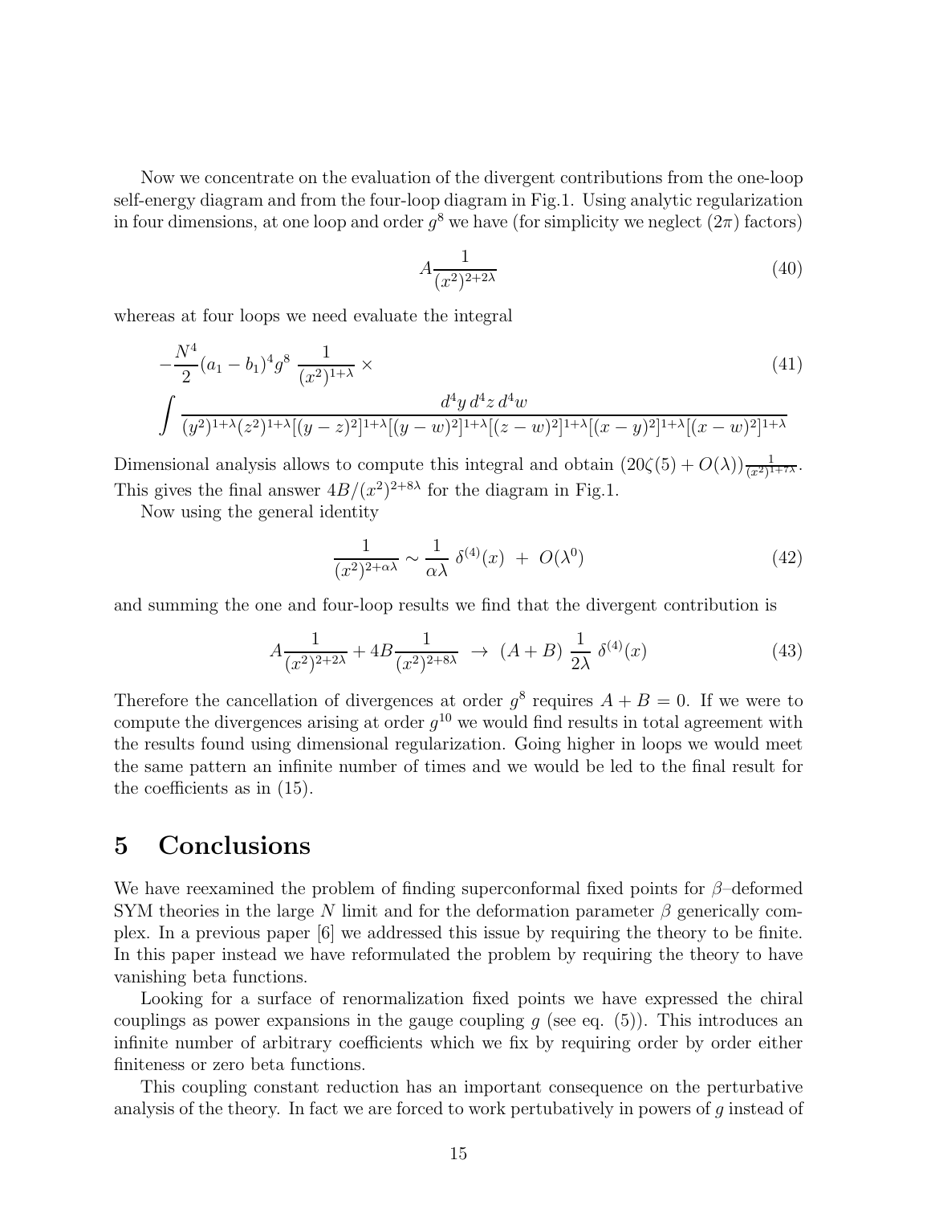Now we concentrate on the evaluation of the divergent contributions from the one-loop self-energy diagram and from the four-loop diagram in Fig.1. Using analytic regularization in four dimensions, at one loop and order $g^8$ we have (for simplicity we neglect $(2\pi)$ factors)

$$A\frac{1}{(x^2)^{2+2\lambda}} \tag{40}$$

whereas at four loops we need evaluate the integral

$$\begin{aligned}
&-\frac{N^4}{2}(a_1-b_1)^4 g^8\ \frac{1}{(x^2)^{1+\lambda}} \times \qquad\qquad (41)\\
&\int \frac{d^4y\, d^4z\, d^4w}{(y^2)^{1+\lambda}(z^2)^{1+\lambda}[(y-z)^2]^{1+\lambda}[(y-w)^2]^{1+\lambda}[(z-w)^2]^{1+\lambda}[(x-y)^2]^{1+\lambda}[(x-w)^2]^{1+\lambda}}
\end{aligned}$$

Dimensional analysis allows to compute this integral and obtain $(20\zeta(5)+O(\lambda))\frac{1}{(x^2)^{1+7\lambda}}$. This gives the final answer $4B/(x^2)^{2+8\lambda}$ for the diagram in Fig.1.

Now using the general identity

$$\frac{1}{(x^2)^{2+\alpha\lambda}} \sim \frac{1}{\alpha\lambda}\ \delta^{(4)}(x)\ +\ O(\lambda^0) \tag{42}$$

and summing the one and four-loop results we find that the divergent contribution is

$$A\frac{1}{(x^2)^{2+2\lambda}} + 4B\frac{1}{(x^2)^{2+8\lambda}}\ \rightarrow\ (A+B)\ \frac{1}{2\lambda}\ \delta^{(4)}(x) \tag{43}$$

Therefore the cancellation of divergences at order $g^8$ requires $A+B=0$. If we were to compute the divergences arising at order $g^{10}$ we would find results in total agreement with the results found using dimensional regularization. Going higher in loops we would meet the same pattern an infinite number of times and we would be led to the final result for the coefficients as in (15).

# 5 Conclusions

We have reexamined the problem of finding superconformal fixed points for $\beta$–deformed SYM theories in the large $N$ limit and for the deformation parameter $\beta$ generically complex. In a previous paper [6] we addressed this issue by requiring the theory to be finite. In this paper instead we have reformulated the problem by requiring the theory to have vanishing beta functions.

Looking for a surface of renormalization fixed points we have expressed the chiral couplings as power expansions in the gauge coupling $g$ (see eq. (5)). This introduces an infinite number of arbitrary coefficients which we fix by requiring order by order either finiteness or zero beta functions.

This coupling constant reduction has an important consequence on the perturbative analysis of the theory. In fact we are forced to work pertubatively in powers of $g$ instead of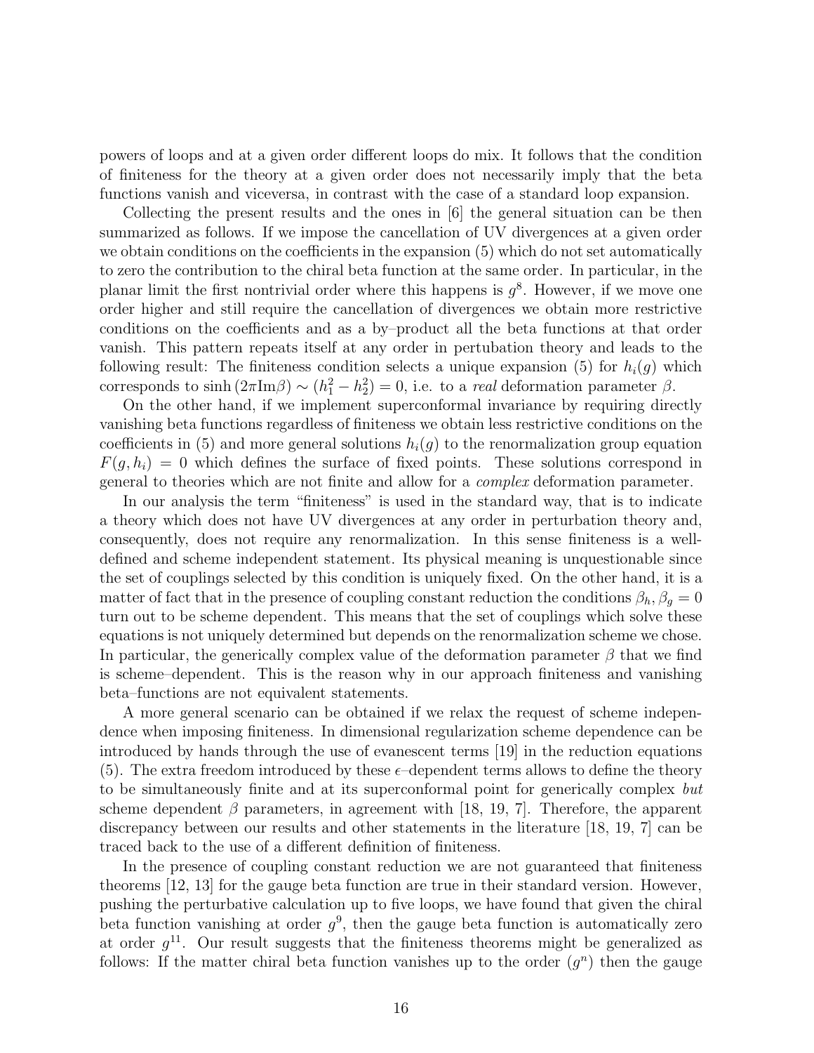powers of loops and at a given order different loops do mix. It follows that the condition of finiteness for the theory at a given order does not necessarily imply that the beta functions vanish and viceversa, in contrast with the case of a standard loop expansion.

Collecting the present results and the ones in [6] the general situation can be then summarized as follows. If we impose the cancellation of UV divergences at a given order we obtain conditions on the coefficients in the expansion (5) which do not set automatically to zero the contribution to the chiral beta function at the same order. In particular, in the planar limit the first nontrivial order where this happens is $g^8$. However, if we move one order higher and still require the cancellation of divergences we obtain more restrictive conditions on the coefficients and as a by–product all the beta functions at that order vanish. This pattern repeats itself at any order in pertubation theory and leads to the following result: The finiteness condition selects a unique expansion (5) for $h_i(g)$ which corresponds to $\sinh{(2\pi \text{Im}\beta)} \sim (h_1^2 - h_2^2) = 0$, i.e. to a *real* deformation parameter $\beta$.

On the other hand, if we implement superconformal invariance by requiring directly vanishing beta functions regardless of finiteness we obtain less restrictive conditions on the coefficients in (5) and more general solutions $h_i(g)$ to the renormalization group equation $F(g, h_i) = 0$ which defines the surface of fixed points. These solutions correspond in general to theories which are not finite and allow for a *complex* deformation parameter.

In our analysis the term "finiteness" is used in the standard way, that is to indicate a theory which does not have UV divergences at any order in perturbation theory and, consequently, does not require any renormalization. In this sense finiteness is a well-defined and scheme independent statement. Its physical meaning is unquestionable since the set of couplings selected by this condition is uniquely fixed. On the other hand, it is a matter of fact that in the presence of coupling constant reduction the conditions $\beta_h, \beta_g = 0$ turn out to be scheme dependent. This means that the set of couplings which solve these equations is not uniquely determined but depends on the renormalization scheme we chose. In particular, the generically complex value of the deformation parameter $\beta$ that we find is scheme–dependent. This is the reason why in our approach finiteness and vanishing beta–functions are not equivalent statements.

A more general scenario can be obtained if we relax the request of scheme independence when imposing finiteness. In dimensional regularization scheme dependence can be introduced by hands through the use of evanescent terms [19] in the reduction equations (5). The extra freedom introduced by these $\epsilon$–dependent terms allows to define the theory to be simultaneously finite and at its superconformal point for generically complex *but* scheme dependent $\beta$ parameters, in agreement with [18, 19, 7]. Therefore, the apparent discrepancy between our results and other statements in the literature [18, 19, 7] can be traced back to the use of a different definition of finiteness.

In the presence of coupling constant reduction we are not guaranteed that finiteness theorems [12, 13] for the gauge beta function are true in their standard version. However, pushing the perturbative calculation up to five loops, we have found that given the chiral beta function vanishing at order $g^9$, then the gauge beta function is automatically zero at order $g^{11}$. Our result suggests that the finiteness theorems might be generalized as follows: If the matter chiral beta function vanishes up to the order $(g^n)$ then the gauge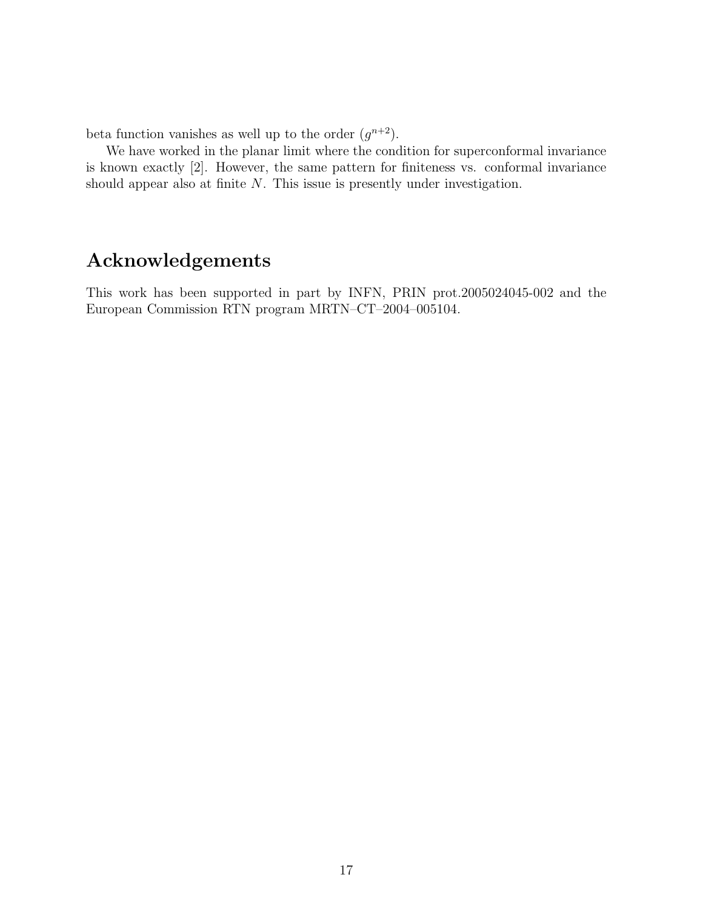beta function vanishes as well up to the order $(g^{n+2})$.

We have worked in the planar limit where the condition for superconformal invariance is known exactly [2]. However, the same pattern for finiteness vs. conformal invariance should appear also at finite $N$. This issue is presently under investigation.

## Acknowledgements

This work has been supported in part by INFN, PRIN prot.2005024045-002 and the European Commission RTN program MRTN–CT–2004–005104.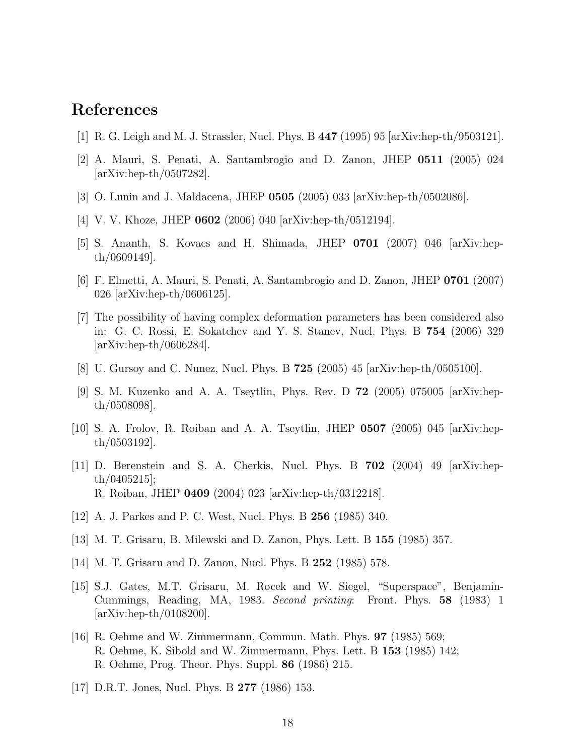# References

[1] R. G. Leigh and M. J. Strassler, Nucl. Phys. B **447** (1995) 95 [arXiv:hep-th/9503121].

[2] A. Mauri, S. Penati, A. Santambrogio and D. Zanon, JHEP **0511** (2005) 024 [arXiv:hep-th/0507282].

[3] O. Lunin and J. Maldacena, JHEP **0505** (2005) 033 [arXiv:hep-th/0502086].

[4] V. V. Khoze, JHEP **0602** (2006) 040 [arXiv:hep-th/0512194].

[5] S. Ananth, S. Kovacs and H. Shimada, JHEP **0701** (2007) 046 [arXiv:hep-th/0609149].

[6] F. Elmetti, A. Mauri, S. Penati, A. Santambrogio and D. Zanon, JHEP **0701** (2007) 026 [arXiv:hep-th/0606125].

[7] The possibility of having complex deformation parameters has been considered also in: G. C. Rossi, E. Sokatchev and Y. S. Stanev, Nucl. Phys. B **754** (2006) 329 [arXiv:hep-th/0606284].

[8] U. Gursoy and C. Nunez, Nucl. Phys. B **725** (2005) 45 [arXiv:hep-th/0505100].

[9] S. M. Kuzenko and A. A. Tseytlin, Phys. Rev. D **72** (2005) 075005 [arXiv:hep-th/0508098].

[10] S. A. Frolov, R. Roiban and A. A. Tseytlin, JHEP **0507** (2005) 045 [arXiv:hep-th/0503192].

[11] D. Berenstein and S. A. Cherkis, Nucl. Phys. B **702** (2004) 49 [arXiv:hep-th/0405215];
R. Roiban, JHEP **0409** (2004) 023 [arXiv:hep-th/0312218].

[12] A. J. Parkes and P. C. West, Nucl. Phys. B **256** (1985) 340.

[13] M. T. Grisaru, B. Milewski and D. Zanon, Phys. Lett. B **155** (1985) 357.

[14] M. T. Grisaru and D. Zanon, Nucl. Phys. B **252** (1985) 578.

[15] S.J. Gates, M.T. Grisaru, M. Rocek and W. Siegel, "Superspace", Benjamin-Cummings, Reading, MA, 1983. *Second printing*: Front. Phys. **58** (1983) 1 [arXiv:hep-th/0108200].

[16] R. Oehme and W. Zimmermann, Commun. Math. Phys. **97** (1985) 569;
R. Oehme, K. Sibold and W. Zimmermann, Phys. Lett. B **153** (1985) 142;
R. Oehme, Prog. Theor. Phys. Suppl. **86** (1986) 215.

[17] D.R.T. Jones, Nucl. Phys. B **277** (1986) 153.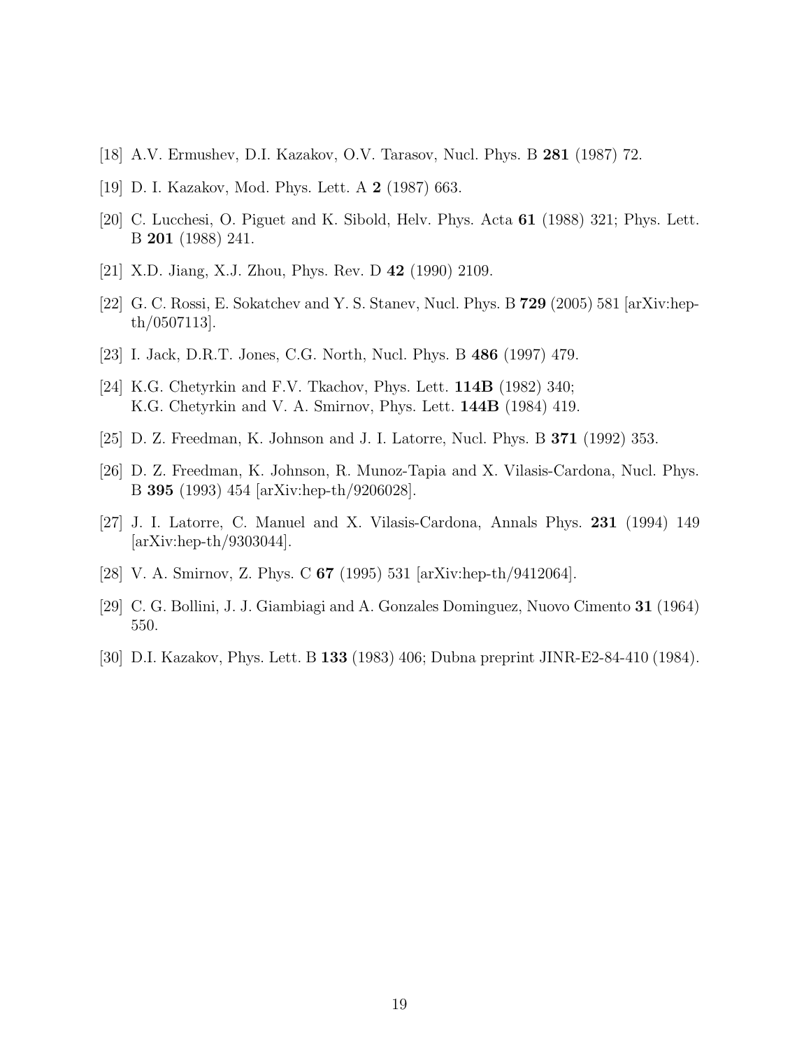[18] A.V. Ermushev, D.I. Kazakov, O.V. Tarasov, Nucl. Phys. B **281** (1987) 72.

[19] D. I. Kazakov, Mod. Phys. Lett. A **2** (1987) 663.

[20] C. Lucchesi, O. Piguet and K. Sibold, Helv. Phys. Acta **61** (1988) 321; Phys. Lett. B **201** (1988) 241.

[21] X.D. Jiang, X.J. Zhou, Phys. Rev. D **42** (1990) 2109.

[22] G. C. Rossi, E. Sokatchev and Y. S. Stanev, Nucl. Phys. B **729** (2005) 581 [arXiv:hep-th/0507113].

[23] I. Jack, D.R.T. Jones, C.G. North, Nucl. Phys. B **486** (1997) 479.

[24] K.G. Chetyrkin and F.V. Tkachov, Phys. Lett. **114B** (1982) 340;
K.G. Chetyrkin and V. A. Smirnov, Phys. Lett. **144B** (1984) 419.

[25] D. Z. Freedman, K. Johnson and J. I. Latorre, Nucl. Phys. B **371** (1992) 353.

[26] D. Z. Freedman, K. Johnson, R. Munoz-Tapia and X. Vilasis-Cardona, Nucl. Phys. B **395** (1993) 454 [arXiv:hep-th/9206028].

[27] J. I. Latorre, C. Manuel and X. Vilasis-Cardona, Annals Phys. **231** (1994) 149 [arXiv:hep-th/9303044].

[28] V. A. Smirnov, Z. Phys. C **67** (1995) 531 [arXiv:hep-th/9412064].

[29] C. G. Bollini, J. J. Giambiagi and A. Gonzales Dominguez, Nuovo Cimento **31** (1964) 550.

[30] D.I. Kazakov, Phys. Lett. B **133** (1983) 406; Dubna preprint JINR-E2-84-410 (1984).